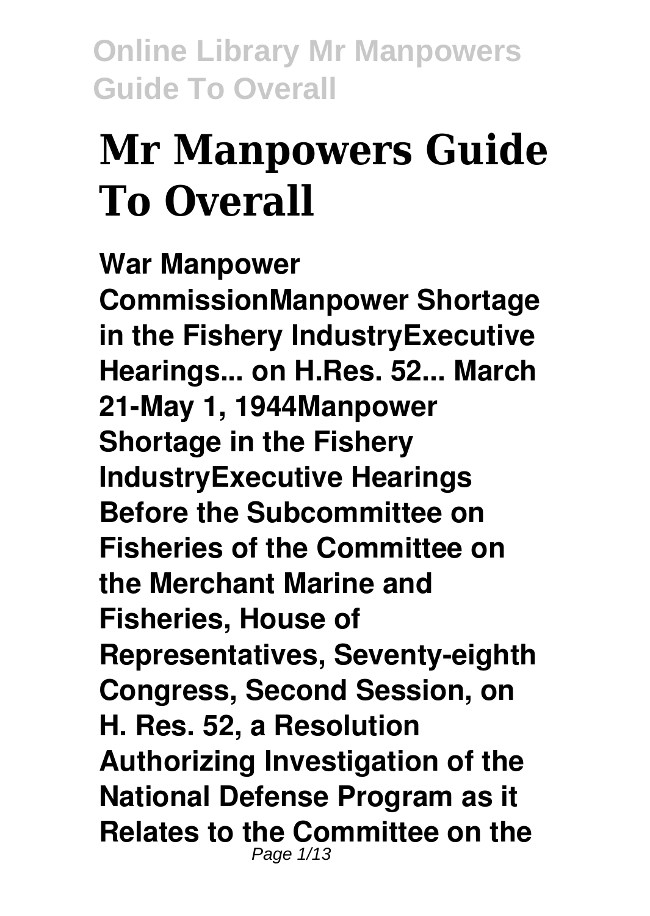# Mr Manpowers Guide To Overall

**War Manpower CommissionManpower Shortage in the Fishery IndustryExecutive Hearings... on H.Res. 52... March 21-May 1, 1944Manpower Shortage in the Fishery IndustryExecutive Hearings Before the Subcommittee on Fisheries of the Committee on the Merchant Marine and Fisheries, House of Representatives, Seventy-eighth Congress, Second Session, on H. Res. 52, a Resolution Authorizing Investigation of the National Defense Program as it Relates to the Committee on the**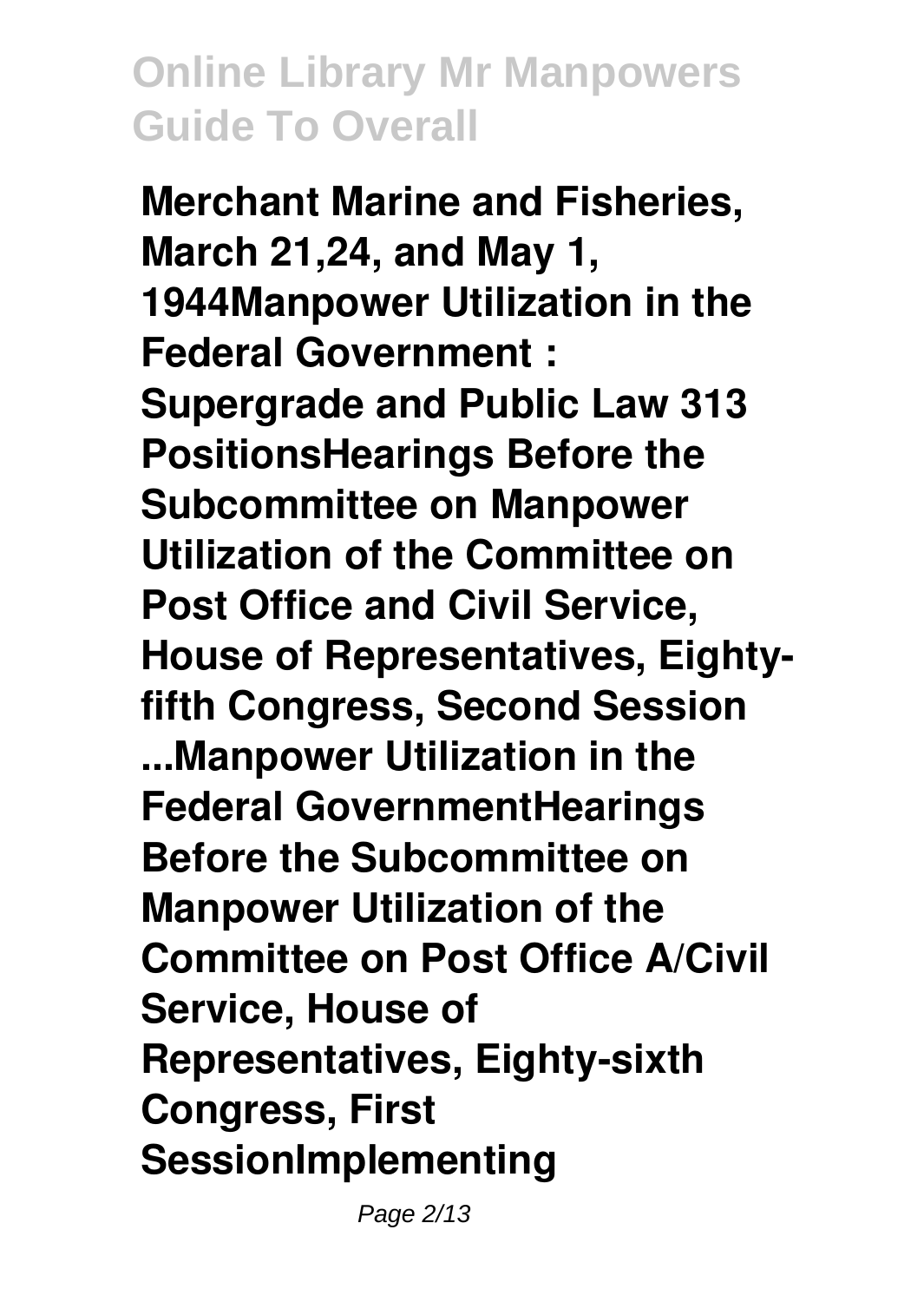**Merchant Marine and Fisheries, March 21,24, and May 1, 1944Manpower Utilization in the Federal Government : Supergrade and Public Law 313 PositionsHearings Before the Subcommittee on Manpower Utilization of the Committee on Post Office and Civil Service, House of Representatives, Eighty-fifth Congress, Second Session ...Manpower Utilization in the Federal GovernmentHearings Before the Subcommittee on Manpower Utilization of the Committee on Post Office A/Civil Service, House of Representatives, Eighty-sixth Congress, First SessionImplementing**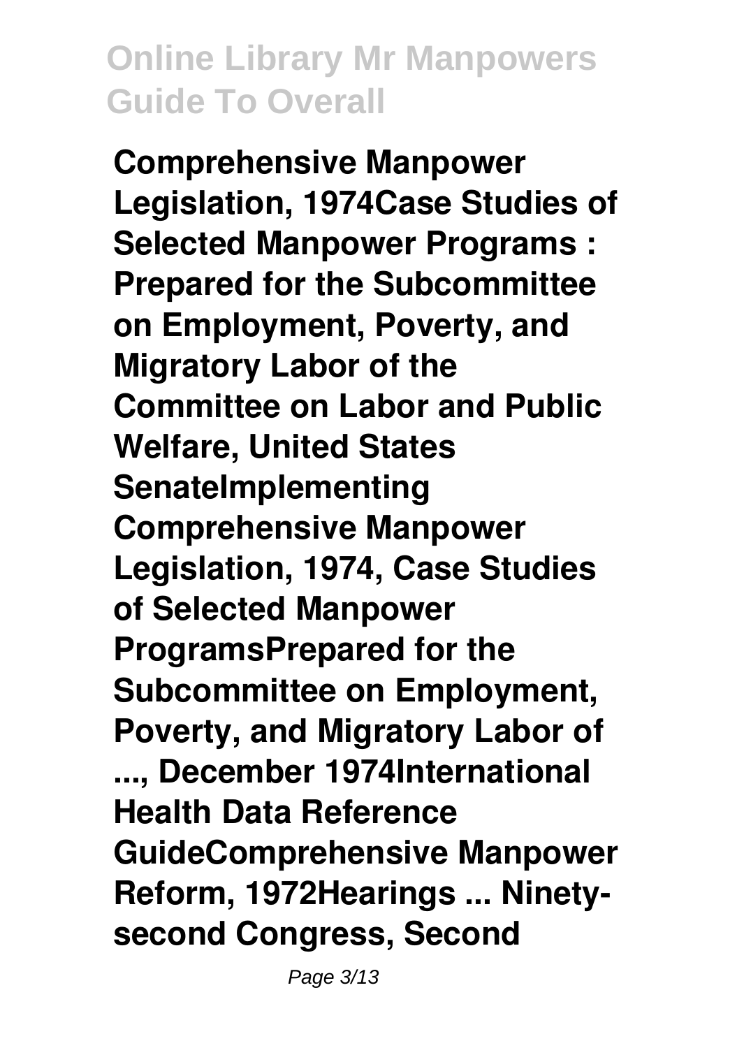**Comprehensive Manpower Legislation, 1974Case Studies of Selected Manpower Programs : Prepared for the Subcommittee on Employment, Poverty, and Migratory Labor of the Committee on Labor and Public Welfare, United States SenateImplementing Comprehensive Manpower Legislation, 1974, Case Studies of Selected Manpower ProgramsPrepared for the Subcommittee on Employment, Poverty, and Migratory Labor of ..., December 1974International Health Data Reference GuideComprehensive Manpower Reform, 1972Hearings ... Ninety-second Congress, Second**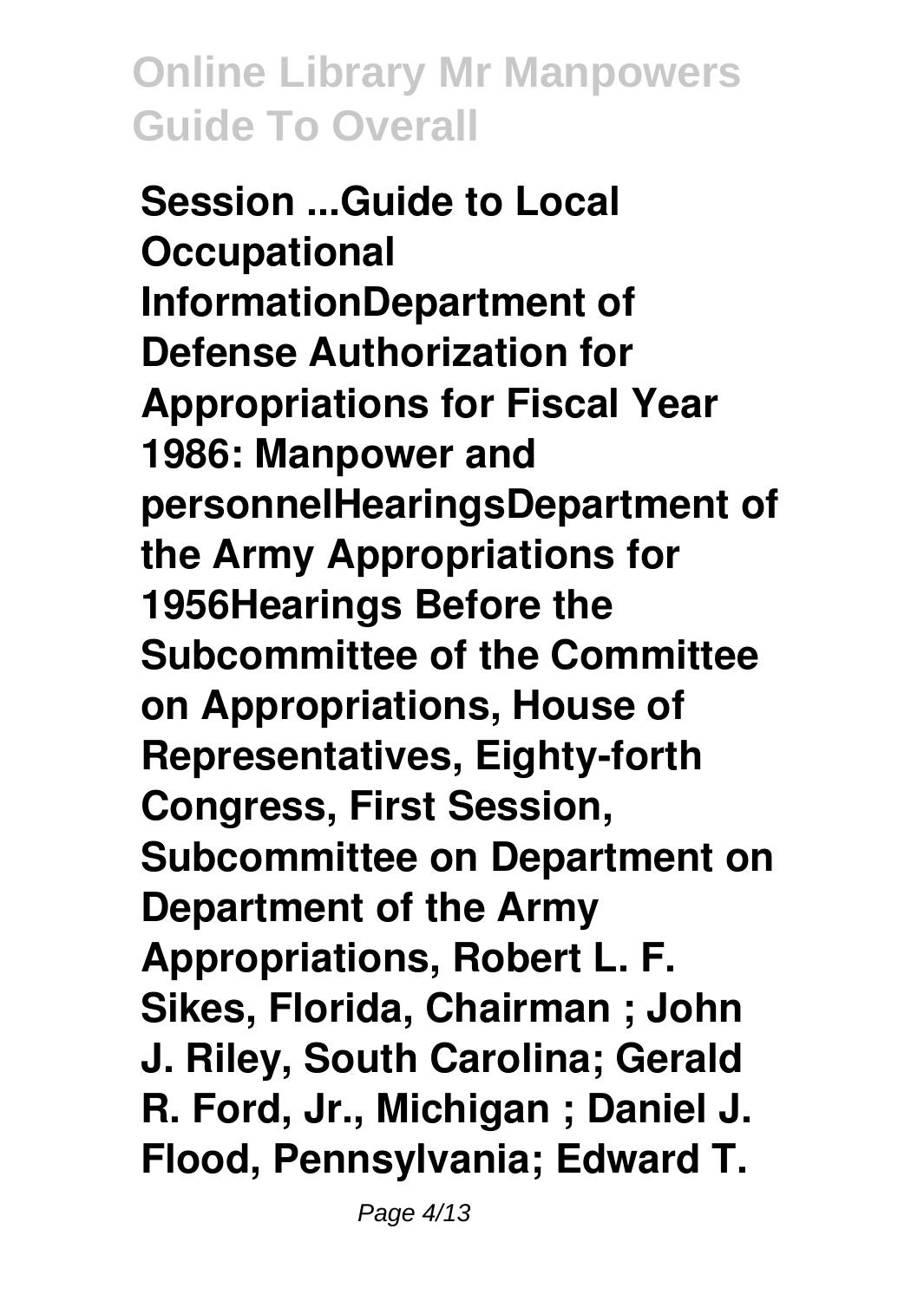**Session ...Guide to Local Occupational InformationDepartment of Defense Authorization for Appropriations for Fiscal Year 1986: Manpower and personnelHearingsDepartment of the Army Appropriations for 1956Hearings Before the Subcommittee of the Committee on Appropriations, House of Representatives, Eighty-forth Congress, First Session, Subcommittee on Department on Department of the Army Appropriations, Robert L. F. Sikes, Florida, Chairman ; John J. Riley, South Carolina; Gerald R. Ford, Jr., Michigan ; Daniel J. Flood, Pennsylvania; Edward T.**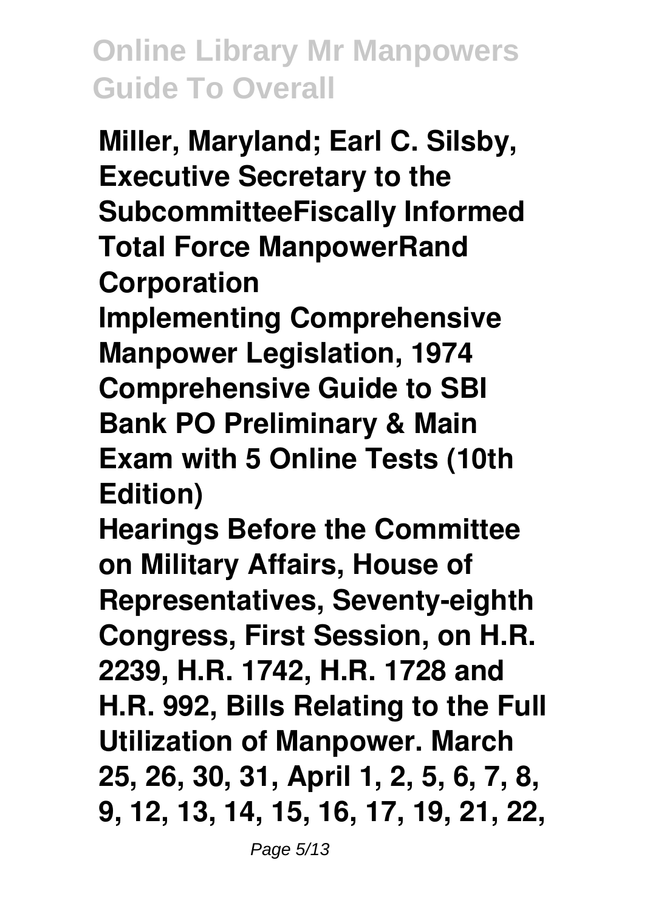**Miller, Maryland; Earl C. Silsby, Executive Secretary to the SubcommitteeFiscally Informed Total Force ManpowerRand Corporation**

**Implementing Comprehensive Manpower Legislation, 1974**

**Comprehensive Guide to SBI Bank PO Preliminary & Main Exam with 5 Online Tests (10th Edition)**

**Hearings Before the Committee on Military Affairs, House of Representatives, Seventy-eighth Congress, First Session, on H.R. 2239, H.R. 1742, H.R. 1728 and H.R. 992, Bills Relating to the Full Utilization of Manpower. March 25, 26, 30, 31, April 1, 2, 5, 6, 7, 8, 9, 12, 13, 14, 15, 16, 17, 19, 21, 22,**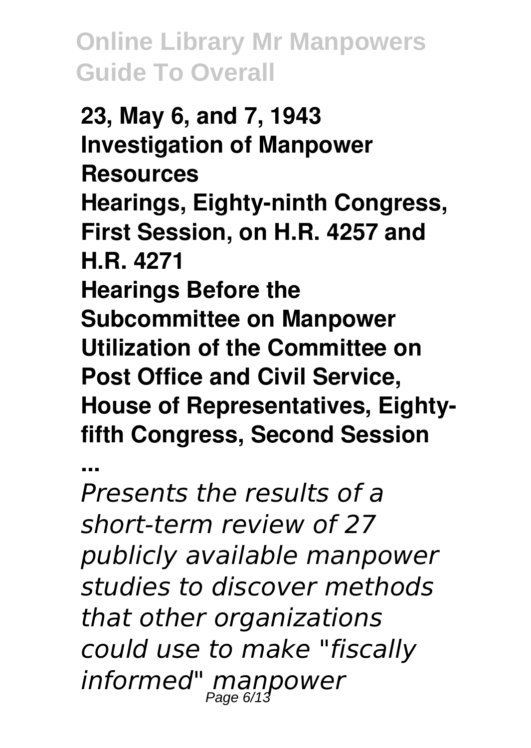**23, May 6, and 7, 1943**
**Investigation of Manpower Resources**
**Hearings, Eighty-ninth Congress, First Session, on H.R. 4257 and H.R. 4271**
**Hearings Before the Subcommittee on Manpower Utilization of the Committee on Post Office and Civil Service, House of Representatives, Eighty-fifth Congress, Second Session ...**

*Presents the results of a short-term review of 27 publicly available manpower studies to discover methods that other organizations could use to make "fiscally informed" manpower*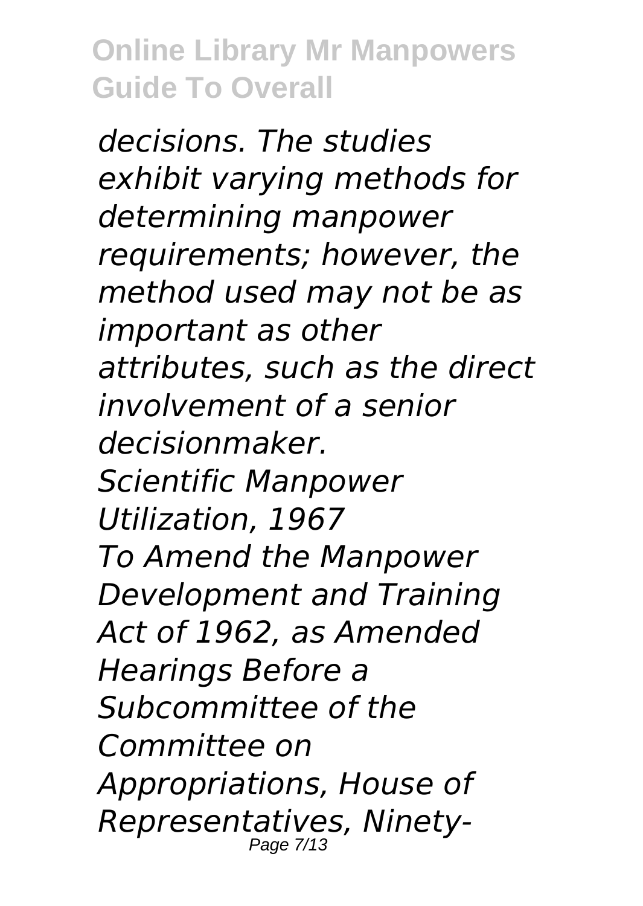*decisions. The studies exhibit varying methods for determining manpower requirements; however, the method used may not be as important as other attributes, such as the direct involvement of a senior decisionmaker.*

*Scientific Manpower Utilization, 1967*

*To Amend the Manpower Development and Training Act of 1962, as Amended*

*Hearings Before a Subcommittee of the Committee on Appropriations, House of Representatives, Ninety-*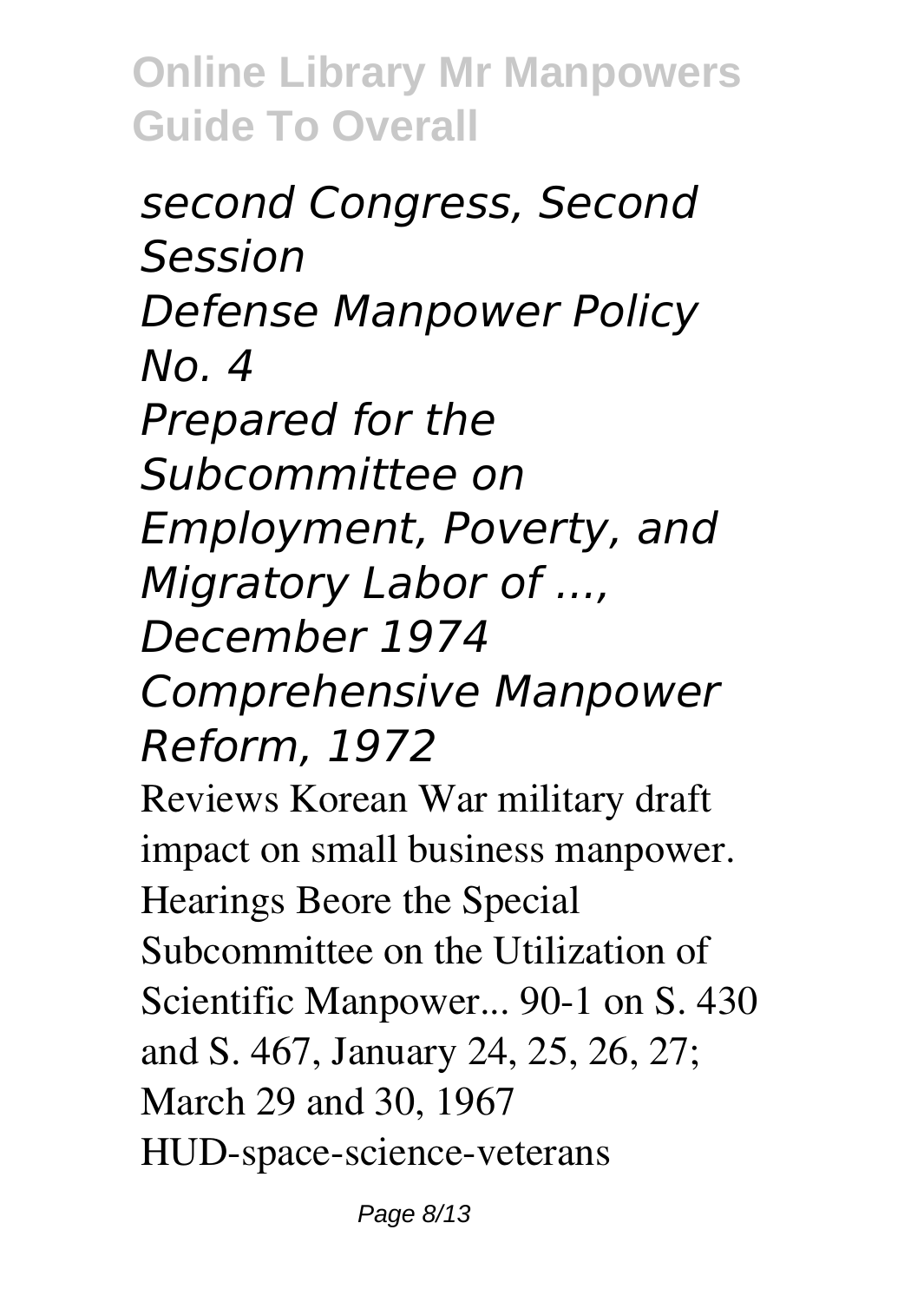*second Congress, Second Session*
*Defense Manpower Policy No. 4*
*Prepared for the Subcommittee on Employment, Poverty, and Migratory Labor of ..., December 1974*
*Comprehensive Manpower Reform, 1972*

Reviews Korean War military draft impact on small business manpower.
Hearings Beore the Special Subcommittee on the Utilization of Scientific Manpower... 90-1 on S. 430 and S. 467, January 24, 25, 26, 27; March 29 and 30, 1967
HUD-space-science-veterans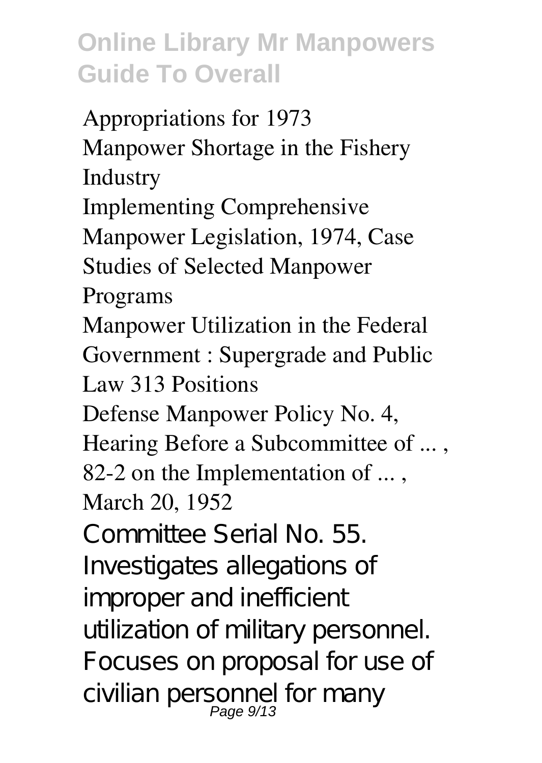Appropriations for 1973
Manpower Shortage in the Fishery Industry
Implementing Comprehensive Manpower Legislation, 1974, Case Studies of Selected Manpower Programs
Manpower Utilization in the Federal Government : Supergrade and Public Law 313 Positions
Defense Manpower Policy No. 4, Hearing Before a Subcommittee of ... , 82-2 on the Implementation of ... , March 20, 1952

Committee Serial No. 55. Investigates allegations of improper and inefficient utilization of military personnel. Focuses on proposal for use of civilian personnel for many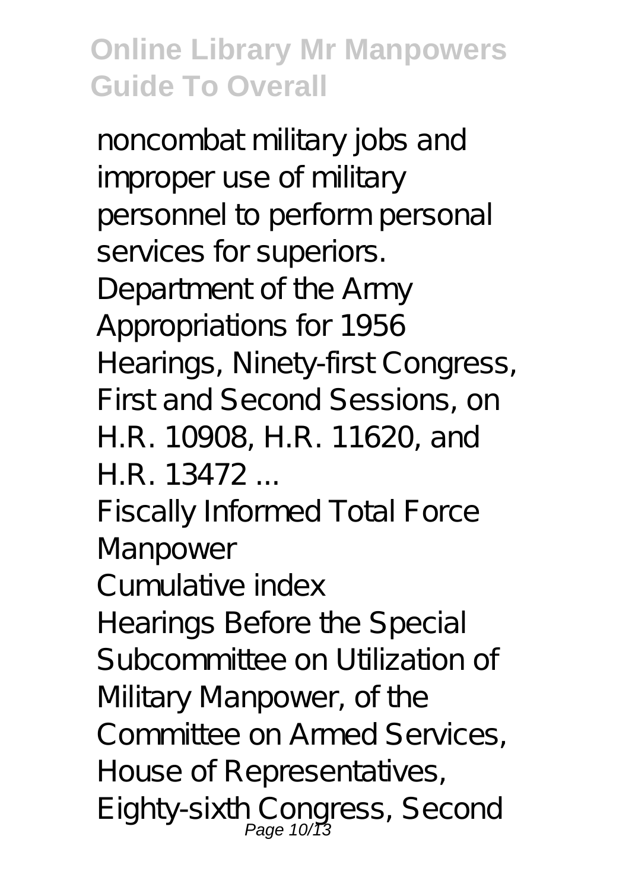noncombat military jobs and improper use of military personnel to perform personal services for superiors.

Department of the Army Appropriations for 1956

Hearings, Ninety-first Congress, First and Second Sessions, on H.R. 10908, H.R. 11620, and H.R. 13472 ...

Fiscally Informed Total Force Manpower

Cumulative index

Hearings Before the Special Subcommittee on Utilization of Military Manpower, of the Committee on Armed Services, House of Representatives, Eighty-sixth Congress, Second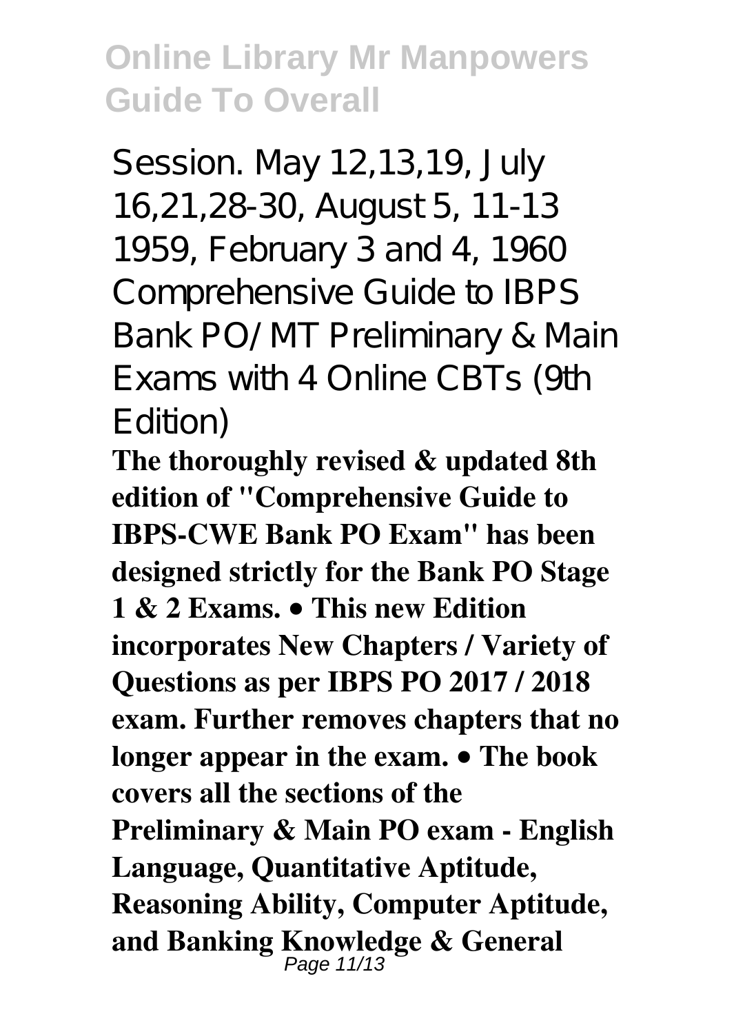Session. May 12,13,19, July 16,21,28-30, August 5, 11-13 1959, February 3 and 4, 1960

Comprehensive Guide to IBPS Bank PO/ MT Preliminary & Main Exams with 4 Online CBTs (9th Edition)

**The thoroughly revised & updated 8th edition of "Comprehensive Guide to IBPS-CWE Bank PO Exam" has been designed strictly for the Bank PO Stage 1 & 2 Exams. • This new Edition incorporates New Chapters / Variety of Questions as per IBPS PO 2017 / 2018 exam. Further removes chapters that no longer appear in the exam. • The book covers all the sections of the Preliminary & Main PO exam - English Language, Quantitative Aptitude, Reasoning Ability, Computer Aptitude, and Banking Knowledge & General**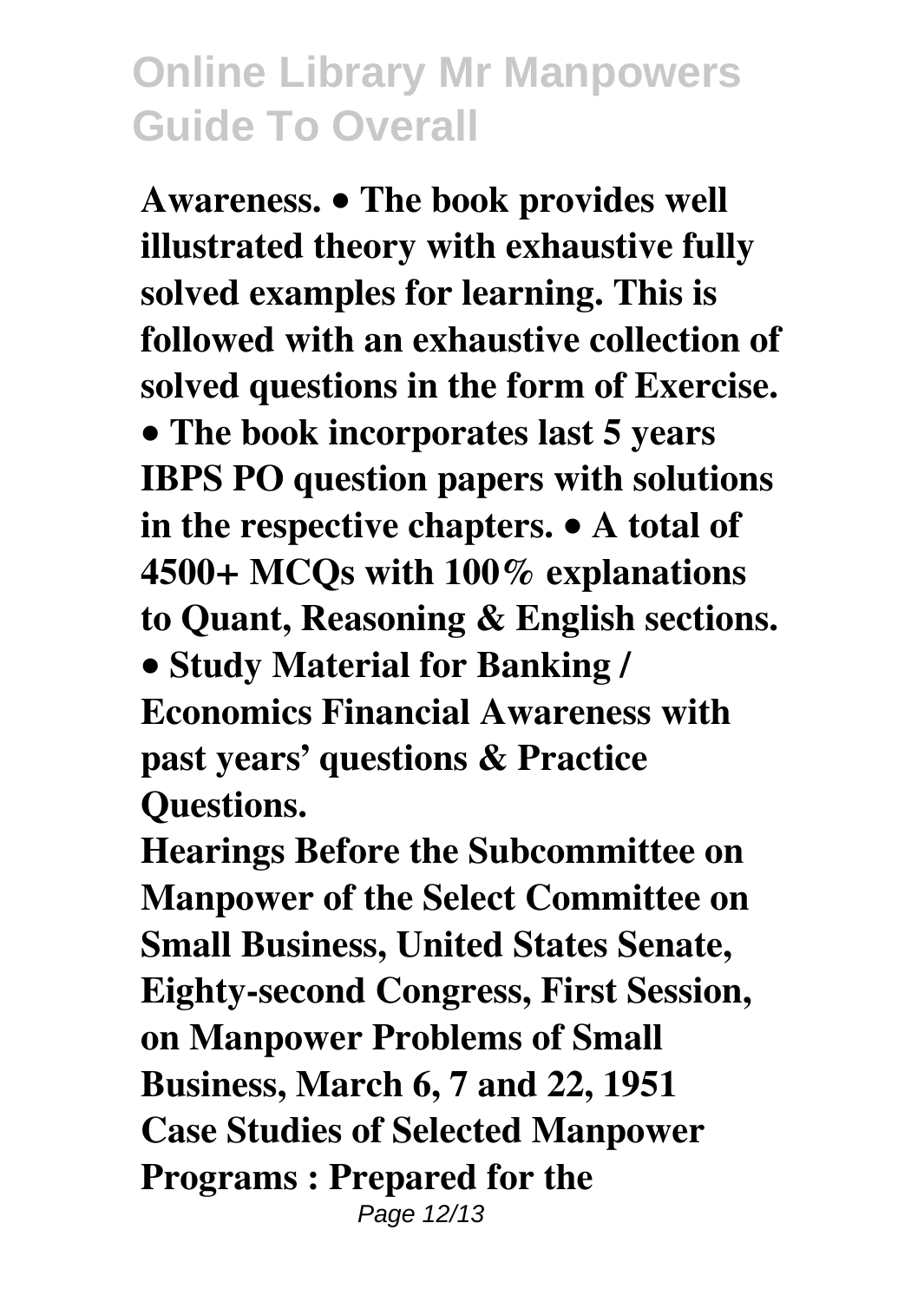**Awareness. • The book provides well illustrated theory with exhaustive fully solved examples for learning. This is followed with an exhaustive collection of solved questions in the form of Exercise. • The book incorporates last 5 years IBPS PO question papers with solutions in the respective chapters. • A total of 4500+ MCQs with 100% explanations to Quant, Reasoning & English sections. • Study Material for Banking / Economics Financial Awareness with past years' questions & Practice Questions.**

**Hearings Before the Subcommittee on Manpower of the Select Committee on Small Business, United States Senate, Eighty-second Congress, First Session, on Manpower Problems of Small Business, March 6, 7 and 22, 1951**

**Case Studies of Selected Manpower Programs : Prepared for the**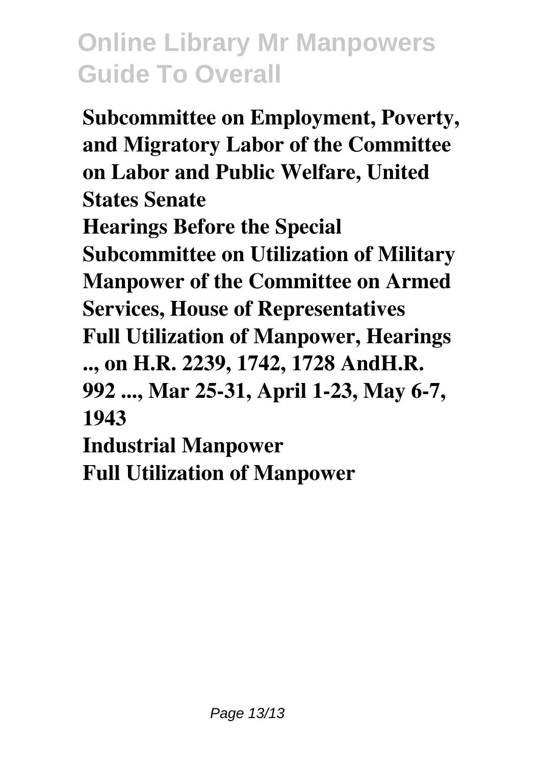**Subcommittee on Employment, Poverty, and Migratory Labor of the Committee on Labor and Public Welfare, United States Senate**

**Hearings Before the Special Subcommittee on Utilization of Military Manpower of the Committee on Armed Services, House of Representatives**

**Full Utilization of Manpower, Hearings .., on H.R. 2239, 1742, 1728 AndH.R. 992 ..., Mar 25-31, April 1-23, May 6-7, 1943**

**Industrial Manpower**

**Full Utilization of Manpower**